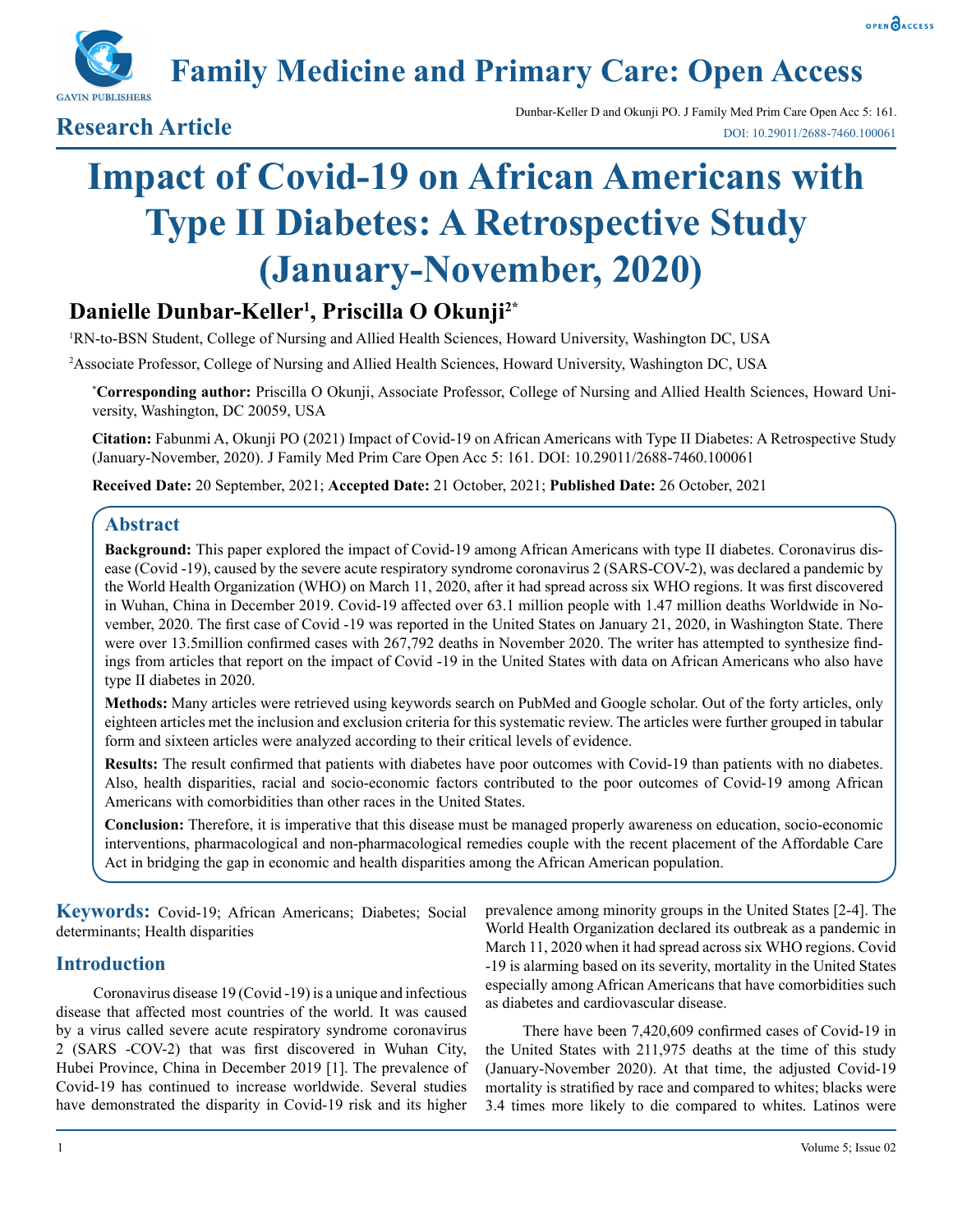# Family Medicine and Primary Care: Open Access

**Research Article**

Dunbar-Keller D and Okunji PO. J Family Med Prim Care Open Acc 5: 161.
DOI: 10.29011/2688-7460.100061

# Impact of Covid-19 on African Americans with Type II Diabetes: A Retrospective Study (January-November, 2020)

**Danielle Dunbar-Keller[1], Priscilla O Okunji[2*]**

[1]RN-to-BSN Student, College of Nursing and Allied Health Sciences, Howard University, Washington DC, USA

[2]Associate Professor, College of Nursing and Allied Health Sciences, Howard University, Washington DC, USA

[*]**Corresponding author:** Priscilla O Okunji, Associate Professor, College of Nursing and Allied Health Sciences, Howard University, Washington, DC 20059, USA

**Citation:** Fabunmi A, Okunji PO (2021) Impact of Covid-19 on African Americans with Type II Diabetes: A Retrospective Study (January-November, 2020). J Family Med Prim Care Open Acc 5: 161. DOI: 10.29011/2688-7460.100061

**Received Date:** 20 September, 2021; **Accepted Date:** 21 October, 2021; **Published Date:** 26 October, 2021

## Abstract

**Background:** This paper explored the impact of Covid-19 among African Americans with type II diabetes. Coronavirus disease (Covid -19), caused by the severe acute respiratory syndrome coronavirus 2 (SARS-COV-2), was declared a pandemic by the World Health Organization (WHO) on March 11, 2020, after it had spread across six WHO regions. It was first discovered in Wuhan, China in December 2019. Covid-19 affected over 63.1 million people with 1.47 million deaths Worldwide in November, 2020. The first case of Covid -19 was reported in the United States on January 21, 2020, in Washington State. There were over 13.5million confirmed cases with 267,792 deaths in November 2020. The writer has attempted to synthesize findings from articles that report on the impact of Covid -19 in the United States with data on African Americans who also have type II diabetes in 2020.

**Methods:** Many articles were retrieved using keywords search on PubMed and Google scholar. Out of the forty articles, only eighteen articles met the inclusion and exclusion criteria for this systematic review. The articles were further grouped in tabular form and sixteen articles were analyzed according to their critical levels of evidence.

**Results:** The result confirmed that patients with diabetes have poor outcomes with Covid-19 than patients with no diabetes. Also, health disparities, racial and socio-economic factors contributed to the poor outcomes of Covid-19 among African Americans with comorbidities than other races in the United States.

**Conclusion:** Therefore, it is imperative that this disease must be managed properly awareness on education, socio-economic interventions, pharmacological and non-pharmacological remedies couple with the recent placement of the Affordable Care Act in bridging the gap in economic and health disparities among the African American population.

**Keywords:** Covid-19; African Americans; Diabetes; Social determinants; Health disparities

## Introduction

Coronavirus disease 19 (Covid -19) is a unique and infectious disease that affected most countries of the world. It was caused by a virus called severe acute respiratory syndrome coronavirus 2 (SARS -COV-2) that was first discovered in Wuhan City, Hubei Province, China in December 2019 [1]. The prevalence of Covid-19 has continued to increase worldwide. Several studies have demonstrated the disparity in Covid-19 risk and its higher prevalence among minority groups in the United States [2-4]. The World Health Organization declared its outbreak as a pandemic in March 11, 2020 when it had spread across six WHO regions. Covid -19 is alarming based on its severity, mortality in the United States especially among African Americans that have comorbidities such as diabetes and cardiovascular disease.

There have been 7,420,609 confirmed cases of Covid-19 in the United States with 211,975 deaths at the time of this study (January-November 2020). At that time, the adjusted Covid-19 mortality is stratified by race and compared to whites; blacks were 3.4 times more likely to die compared to whites. Latinos were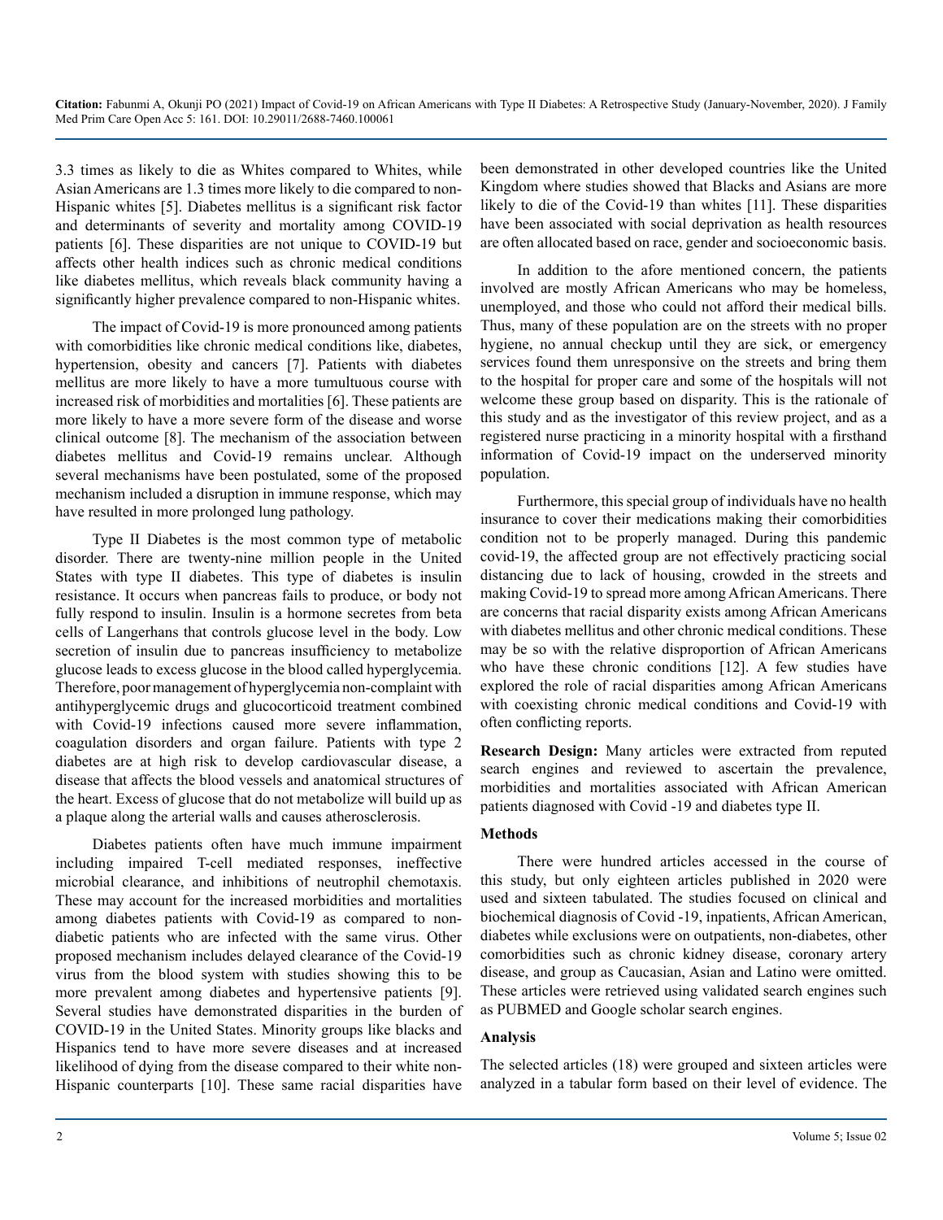3.3 times as likely to die as Whites compared to Whites, while Asian Americans are 1.3 times more likely to die compared to non-Hispanic whites [5]. Diabetes mellitus is a significant risk factor and determinants of severity and mortality among COVID-19 patients [6]. These disparities are not unique to COVID-19 but affects other health indices such as chronic medical conditions like diabetes mellitus, which reveals black community having a significantly higher prevalence compared to non-Hispanic whites.

The impact of Covid-19 is more pronounced among patients with comorbidities like chronic medical conditions like, diabetes, hypertension, obesity and cancers [7]. Patients with diabetes mellitus are more likely to have a more tumultuous course with increased risk of morbidities and mortalities [6]. These patients are more likely to have a more severe form of the disease and worse clinical outcome [8]. The mechanism of the association between diabetes mellitus and Covid-19 remains unclear. Although several mechanisms have been postulated, some of the proposed mechanism included a disruption in immune response, which may have resulted in more prolonged lung pathology.

Type II Diabetes is the most common type of metabolic disorder. There are twenty-nine million people in the United States with type II diabetes. This type of diabetes is insulin resistance. It occurs when pancreas fails to produce, or body not fully respond to insulin. Insulin is a hormone secretes from beta cells of Langerhans that controls glucose level in the body. Low secretion of insulin due to pancreas insufficiency to metabolize glucose leads to excess glucose in the blood called hyperglycemia. Therefore, poor management of hyperglycemia non-complaint with antihyperglycemic drugs and glucocorticoid treatment combined with Covid-19 infections caused more severe inflammation, coagulation disorders and organ failure. Patients with type 2 diabetes are at high risk to develop cardiovascular disease, a disease that affects the blood vessels and anatomical structures of the heart. Excess of glucose that do not metabolize will build up as a plaque along the arterial walls and causes atherosclerosis.

Diabetes patients often have much immune impairment including impaired T-cell mediated responses, ineffective microbial clearance, and inhibitions of neutrophil chemotaxis. These may account for the increased morbidities and mortalities among diabetes patients with Covid-19 as compared to non-diabetic patients who are infected with the same virus. Other proposed mechanism includes delayed clearance of the Covid-19 virus from the blood system with studies showing this to be more prevalent among diabetes and hypertensive patients [9]. Several studies have demonstrated disparities in the burden of COVID-19 in the United States. Minority groups like blacks and Hispanics tend to have more severe diseases and at increased likelihood of dying from the disease compared to their white non-Hispanic counterparts [10]. These same racial disparities have been demonstrated in other developed countries like the United Kingdom where studies showed that Blacks and Asians are more likely to die of the Covid-19 than whites [11]. These disparities have been associated with social deprivation as health resources are often allocated based on race, gender and socioeconomic basis.

In addition to the afore mentioned concern, the patients involved are mostly African Americans who may be homeless, unemployed, and those who could not afford their medical bills. Thus, many of these population are on the streets with no proper hygiene, no annual checkup until they are sick, or emergency services found them unresponsive on the streets and bring them to the hospital for proper care and some of the hospitals will not welcome these group based on disparity. This is the rationale of this study and as the investigator of this review project, and as a registered nurse practicing in a minority hospital with a firsthand information of Covid-19 impact on the underserved minority population.

Furthermore, this special group of individuals have no health insurance to cover their medications making their comorbidities condition not to be properly managed. During this pandemic covid-19, the affected group are not effectively practicing social distancing due to lack of housing, crowded in the streets and making Covid-19 to spread more among African Americans. There are concerns that racial disparity exists among African Americans with diabetes mellitus and other chronic medical conditions. These may be so with the relative disproportion of African Americans who have these chronic conditions [12]. A few studies have explored the role of racial disparities among African Americans with coexisting chronic medical conditions and Covid-19 with often conflicting reports.

**Research Design:** Many articles were extracted from reputed search engines and reviewed to ascertain the prevalence, morbidities and mortalities associated with African American patients diagnosed with Covid -19 and diabetes type II.

## Methods

There were hundred articles accessed in the course of this study, but only eighteen articles published in 2020 were used and sixteen tabulated. The studies focused on clinical and biochemical diagnosis of Covid -19, inpatients, African American, diabetes while exclusions were on outpatients, non-diabetes, other comorbidities such as chronic kidney disease, coronary artery disease, and group as Caucasian, Asian and Latino were omitted. These articles were retrieved using validated search engines such as PUBMED and Google scholar search engines.

## Analysis

The selected articles (18) were grouped and sixteen articles were analyzed in a tabular form based on their level of evidence. The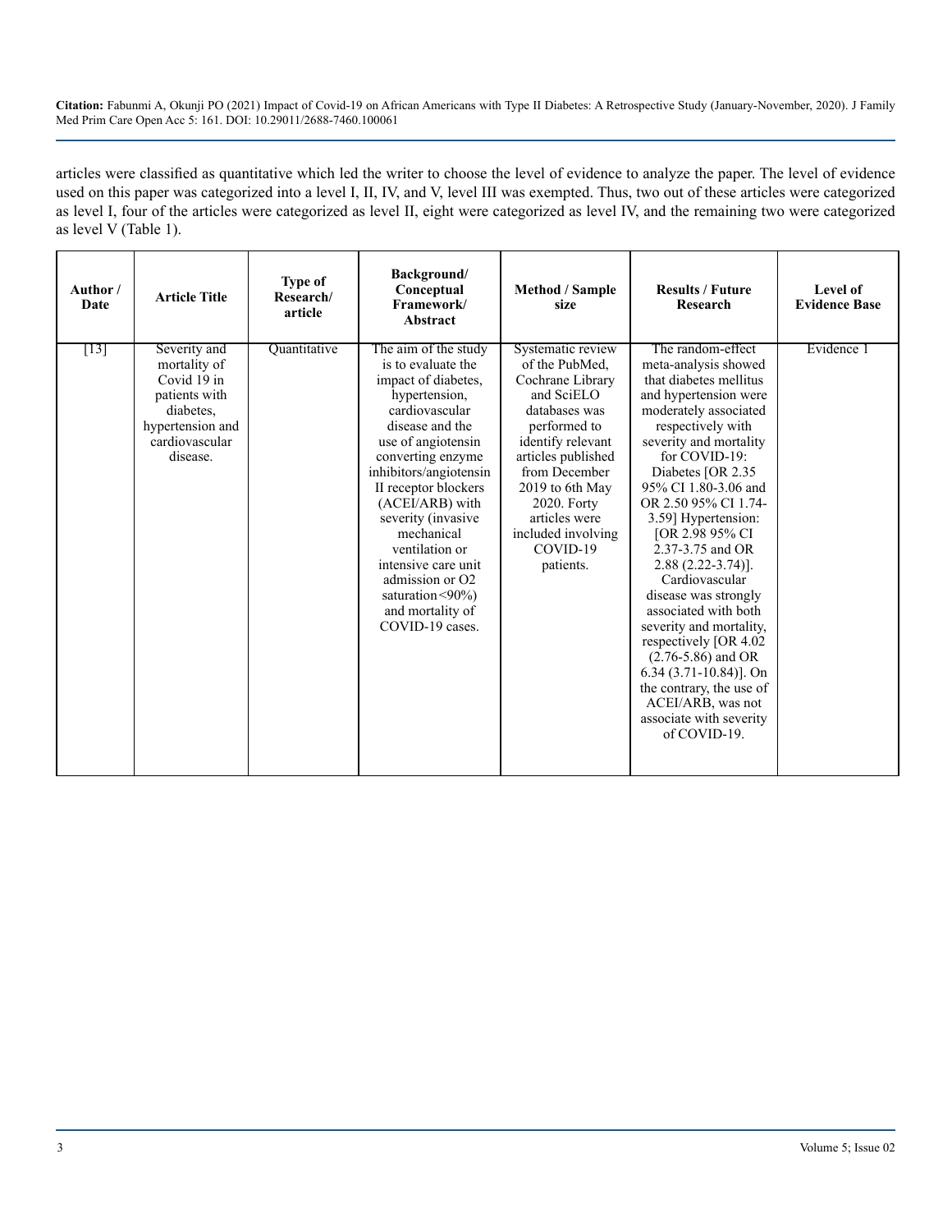articles were classified as quantitative which led the writer to choose the level of evidence to analyze the paper. The level of evidence used on this paper was categorized into a level I, II, IV, and V, level III was exempted. Thus, two out of these articles were categorized as level I, four of the articles were categorized as level II, eight were categorized as level IV, and the remaining two were categorized as level V (Table 1).

| Author / Date | Article Title | Type of Research/ article | Background/ Conceptual Framework/ Abstract | Method / Sample size | Results / Future Research | Level of Evidence Base |
|---|---|---|---|---|---|---|
| [13] | Severity and mortality of Covid 19 in patients with diabetes, hypertension and cardiovascular disease. | Quantitative | The aim of the study is to evaluate the impact of diabetes, hypertension, cardiovascular disease and the use of angiotensin converting enzyme inhibitors/angiotensin II receptor blockers (ACEI/ARB) with severity (invasive mechanical ventilation or intensive care unit admission or O2 saturation<90%) and mortality of COVID-19 cases. | Systematic review of the PubMed, Cochrane Library and SciELO databases was performed to identify relevant articles published from December 2019 to 6th May 2020. Forty articles were included involving COVID-19 patients. | The random-effect meta-analysis showed that diabetes mellitus and hypertension were moderately associated respectively with severity and mortality for COVID-19: Diabetes [OR 2.35 95% CI 1.80-3.06 and OR 2.50 95% CI 1.74-3.59] Hypertension: [OR 2.98 95% CI 2.37-3.75 and OR 2.88 (2.22-3.74)]. Cardiovascular disease was strongly associated with both severity and mortality, respectively [OR 4.02 (2.76-5.86) and OR 6.34 (3.71-10.84)]. On the contrary, the use of ACEI/ARB, was not associate with severity of COVID-19. | Evidence 1 |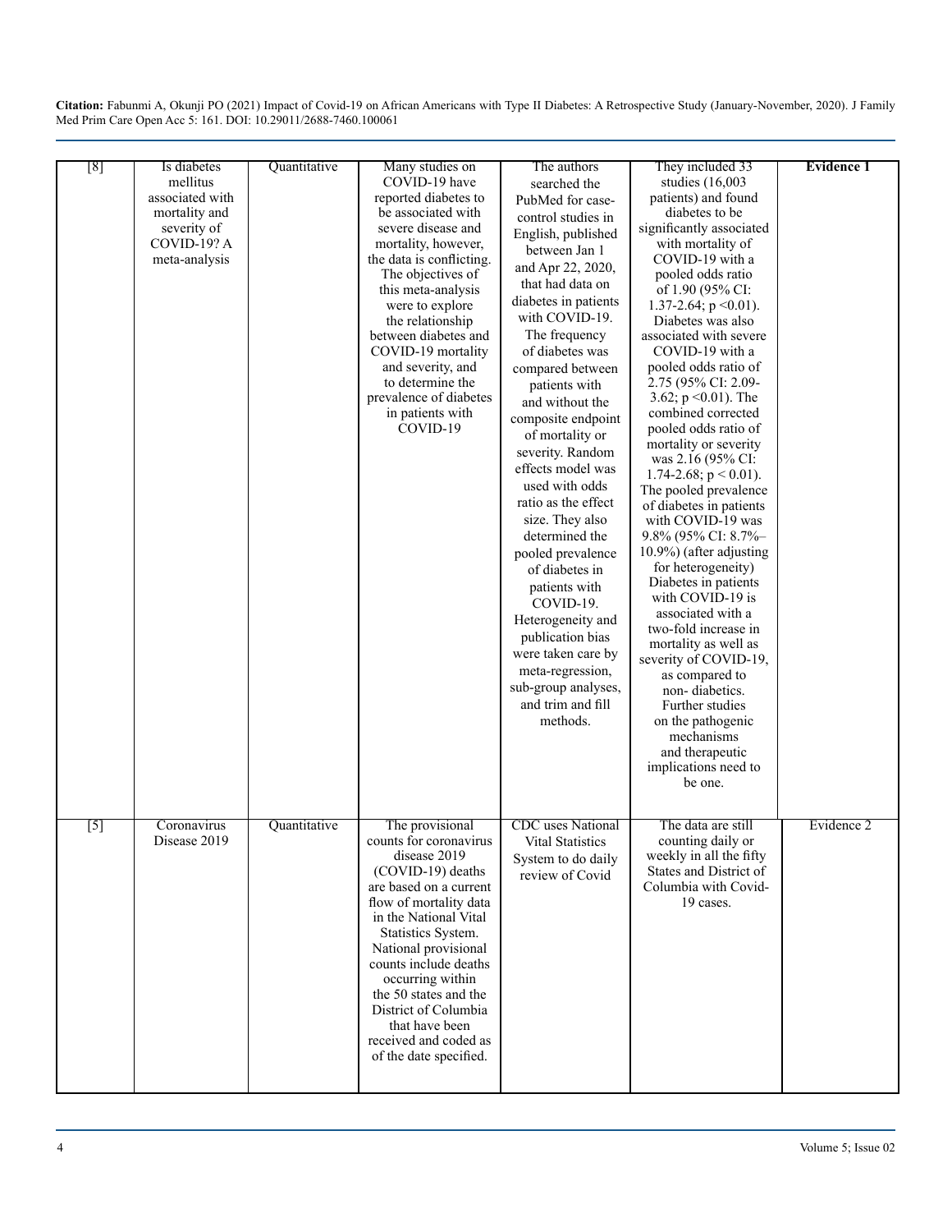| | | | | | | |
|---|---|---|---|---|---|---|
| [8] | Is diabetes mellitus associated with mortality and severity of COVID-19? A meta-analysis | Quantitative | Many studies on COVID-19 have reported diabetes to be associated with severe disease and mortality, however, the data is conflicting. The objectives of this meta-analysis were to explore the relationship between diabetes and COVID-19 mortality and severity, and to determine the prevalence of diabetes in patients with COVID-19 | The authors searched the PubMed for case-control studies in English, published between Jan 1 and Apr 22, 2020, that had data on diabetes in patients with COVID-19. The frequency of diabetes was compared between patients with and without the composite endpoint of mortality or severity. Random effects model was used with odds ratio as the effect size. They also determined the pooled prevalence of diabetes in patients with COVID-19. Heterogeneity and publication bias were taken care by meta-regression, sub-group analyses, and trim and fill methods. | They included 33 studies (16,003 patients) and found diabetes to be significantly associated with mortality of COVID-19 with a pooled odds ratio of 1.90 (95% CI: 1.37-2.64; p <0.01). Diabetes was also associated with severe COVID-19 with a pooled odds ratio of 2.75 (95% CI: 2.09-3.62; p <0.01). The combined corrected pooled odds ratio of mortality or severity was 2.16 (95% CI: 1.74-2.68; p < 0.01). The pooled prevalence of diabetes in patients with COVID-19 was 9.8% (95% CI: 8.7%–10.9%) (after adjusting for heterogeneity) Diabetes in patients with COVID-19 is associated with a two-fold increase in mortality as well as severity of COVID-19, as compared to non- diabetics. Further studies on the pathogenic mechanisms and therapeutic implications need to be one. | **Evidence 1** |
| [5] | Coronavirus Disease 2019 | Quantitative | The provisional counts for coronavirus disease 2019 (COVID-19) deaths are based on a current flow of mortality data in the National Vital Statistics System. National provisional counts include deaths occurring within the 50 states and the District of Columbia that have been received and coded as of the date specified. | CDC uses National Vital Statistics System to do daily review of Covid | The data are still counting daily or weekly in all the fifty States and District of Columbia with Covid-19 cases. | Evidence 2 |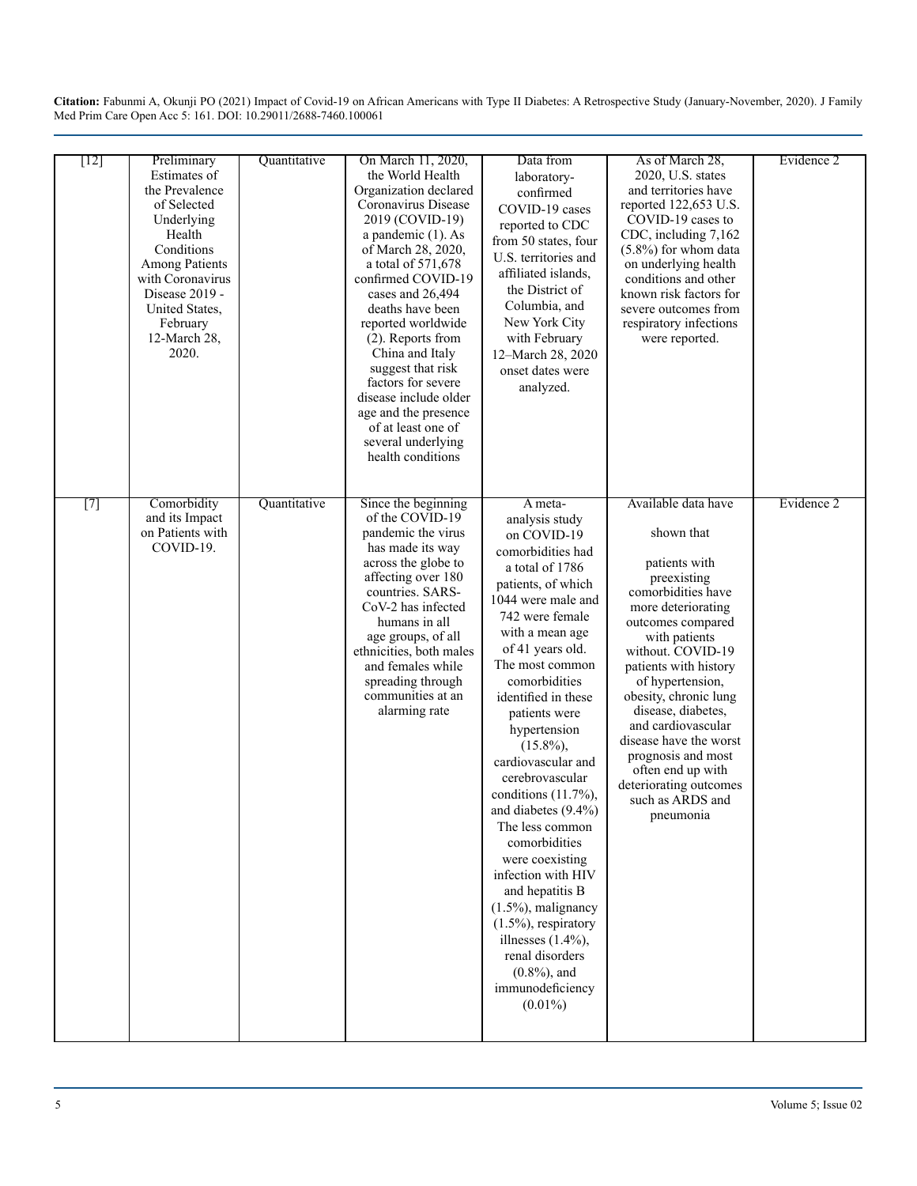**Citation:** Fabunmi A, Okunji PO (2021) Impact of Covid-19 on African Americans with Type II Diabetes: A Retrospective Study (January-November, 2020). J Family Med Prim Care Open Acc 5: 161. DOI: 10.29011/2688-7460.100061

| | | | | | | |
|---|---|---|---|---|---|---|
| [12] | Preliminary Estimates of the Prevalence of Selected Underlying Health Conditions Among Patients with Coronavirus Disease 2019 - United States, February 12-March 28, 2020. | Quantitative | On March 11, 2020, the World Health Organization declared Coronavirus Disease 2019 (COVID-19) a pandemic (1). As of March 28, 2020, a total of 571,678 confirmed COVID-19 cases and 26,494 deaths have been reported worldwide (2). Reports from China and Italy suggest that risk factors for severe disease include older age and the presence of at least one of several underlying health conditions | Data from laboratory-confirmed COVID-19 cases reported to CDC from 50 states, four U.S. territories and affiliated islands, the District of Columbia, and New York City with February 12–March 28, 2020 onset dates were analyzed. | As of March 28, 2020, U.S. states and territories have reported 122,653 U.S. COVID-19 cases to CDC, including 7,162 (5.8%) for whom data on underlying health conditions and other known risk factors for severe outcomes from respiratory infections were reported. | Evidence 2 |
| [7] | Comorbidity and its Impact on Patients with COVID-19. | Quantitative | Since the beginning of the COVID-19 pandemic the virus has made its way across the globe to affecting over 180 countries. SARS-CoV-2 has infected humans in all age groups, of all ethnicities, both males and females while spreading through communities at an alarming rate | A meta-analysis study on COVID-19 comorbidities had a total of 1786 patients, of which 1044 were male and 742 were female with a mean age of 41 years old. The most common comorbidities identified in these patients were hypertension (15.8%), cardiovascular and cerebrovascular conditions (11.7%), and diabetes (9.4%) The less common comorbidities were coexisting infection with HIV and hepatitis B (1.5%), malignancy (1.5%), respiratory illnesses (1.4%), renal disorders (0.8%), and immunodeficiency (0.01%) | Available data have shown that patients with preexisting comorbidities have more deteriorating outcomes compared with patients without. COVID-19 patients with history of hypertension, obesity, chronic lung disease, diabetes, and cardiovascular disease have the worst prognosis and most often end up with deteriorating outcomes such as ARDS and pneumonia | Evidence 2 |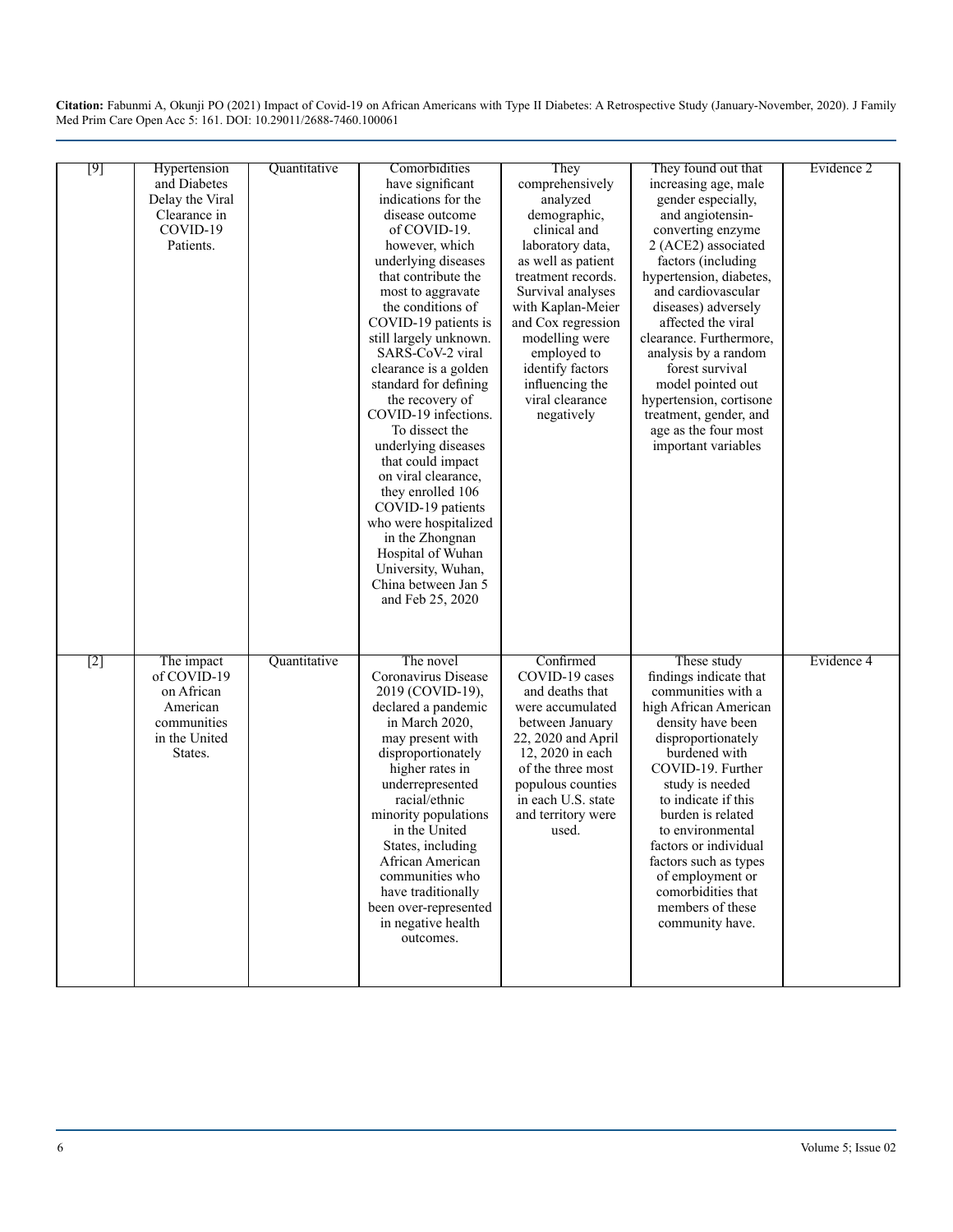| | | | | | | |
|---|---|---|---|---|---|---|
| [9] | Hypertension and Diabetes Delay the Viral Clearance in COVID-19 Patients. | Quantitative | Comorbidities have significant indications for the disease outcome of COVID-19. however, which underlying diseases that contribute the most to aggravate the conditions of COVID-19 patients is still largely unknown. SARS-CoV-2 viral clearance is a golden standard for defining the recovery of COVID-19 infections. To dissect the underlying diseases that could impact on viral clearance, they enrolled 106 COVID-19 patients who were hospitalized in the Zhongnan Hospital of Wuhan University, Wuhan, China between Jan 5 and Feb 25, 2020 | They comprehensively analyzed demographic, clinical and laboratory data, as well as patient treatment records. Survival analyses with Kaplan-Meier and Cox regression modelling were employed to identify factors influencing the viral clearance negatively | They found out that increasing age, male gender especially, and angiotensin-converting enzyme 2 (ACE2) associated factors (including hypertension, diabetes, and cardiovascular diseases) adversely affected the viral clearance. Furthermore, analysis by a random forest survival model pointed out hypertension, cortisone treatment, gender, and age as the four most important variables | Evidence 2 |
| [2] | The impact of COVID-19 on African American communities in the United States. | Quantitative | The novel Coronavirus Disease 2019 (COVID-19), declared a pandemic in March 2020, may present with disproportionately higher rates in underrepresented racial/ethnic minority populations in the United States, including African American communities who have traditionally been over-represented in negative health outcomes. | Confirmed COVID-19 cases and deaths that were accumulated between January 22, 2020 and April 12, 2020 in each of the three most populous counties in each U.S. state and territory were used. | These study findings indicate that communities with a high African American density have been disproportionately burdened with COVID-19. Further study is needed to indicate if this burden is related to environmental factors or individual factors such as types of employment or comorbidities that members of these community have. | Evidence 4 |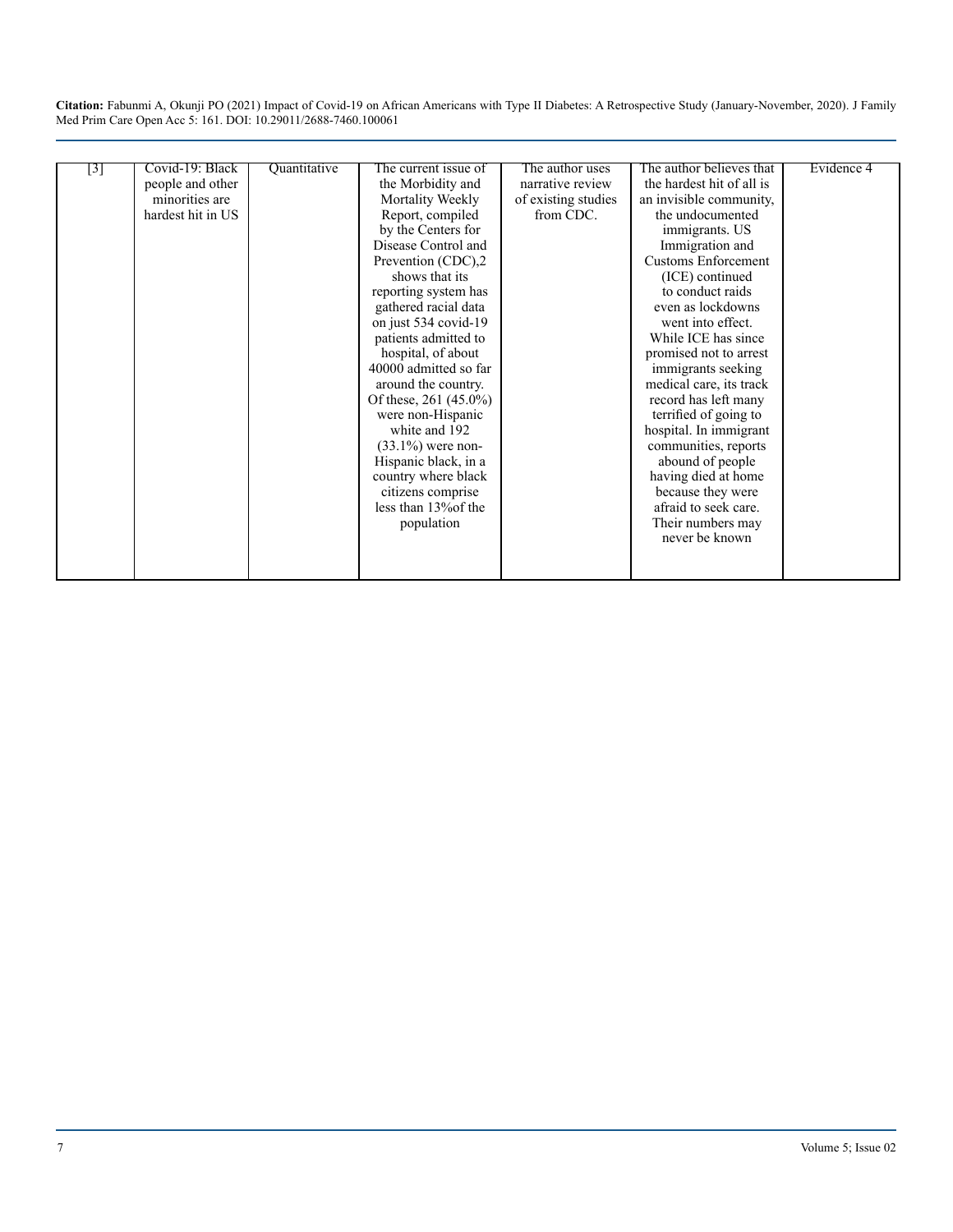| | | | | | | |
|---|---|---|---|---|---|---|
| [3] | Covid-19: Black people and other minorities are hardest hit in US | Quantitative | The current issue of the Morbidity and Mortality Weekly Report, compiled by the Centers for Disease Control and Prevention (CDC),2 shows that its reporting system has gathered racial data on just 534 covid-19 patients admitted to hospital, of about 40000 admitted so far around the country. Of these, 261 (45.0%) were non-Hispanic white and 192 (33.1%) were non-Hispanic black, in a country where black citizens comprise less than 13%of the population | The author uses narrative review of existing studies from CDC. | The author believes that the hardest hit of all is an invisible community, the undocumented immigrants. US Immigration and Customs Enforcement (ICE) continued to conduct raids even as lockdowns went into effect. While ICE has since promised not to arrest immigrants seeking medical care, its track record has left many terrified of going to hospital. In immigrant communities, reports abound of people having died at home because they were afraid to seek care. Their numbers may never be known | Evidence 4 |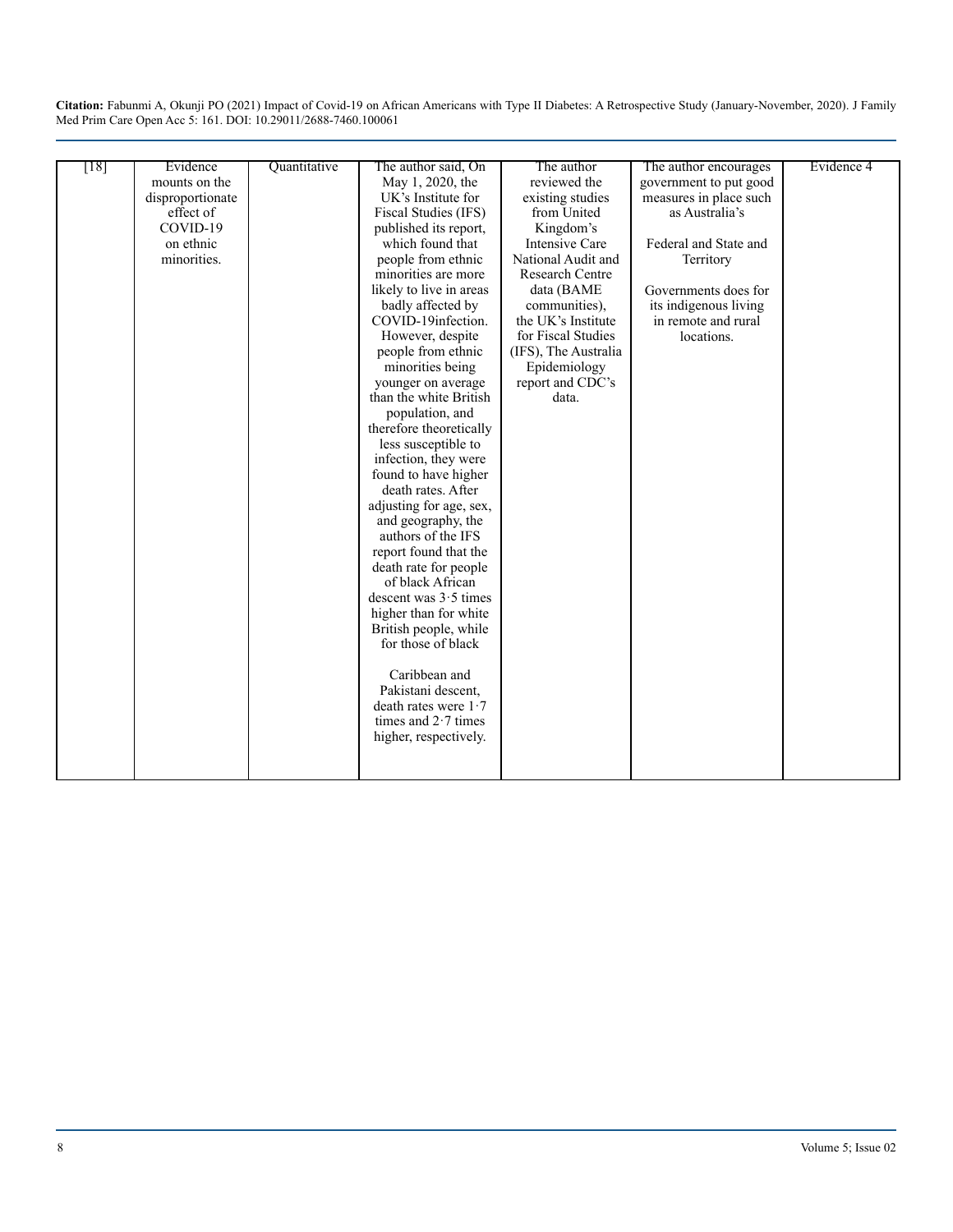| | | | | | | |
|---|---|---|---|---|---|---|
| [18] | Evidence mounts on the disproportionate effect of COVID-19 on ethnic minorities. | Quantitative | The author said, On May 1, 2020, the UK's Institute for Fiscal Studies (IFS) published its report, which found that people from ethnic minorities are more likely to live in areas badly affected by COVID-19infection. However, despite people from ethnic minorities being younger on average than the white British population, and therefore theoretically less susceptible to infection, they were found to have higher death rates. After adjusting for age, sex, and geography, the authors of the IFS report found that the death rate for people of black African descent was 3·5 times higher than for white British people, while for those of black Caribbean and Pakistani descent, death rates were 1·7 times and 2·7 times higher, respectively. | The author reviewed the existing studies from United Kingdom's Intensive Care National Audit and Research Centre data (BAME communities), the UK's Institute for Fiscal Studies (IFS), The Australia Epidemiology report and CDC's data. | The author encourages government to put good measures in place such as Australia's Federal and State and Territory Governments does for its indigenous living in remote and rural locations. | Evidence 4 |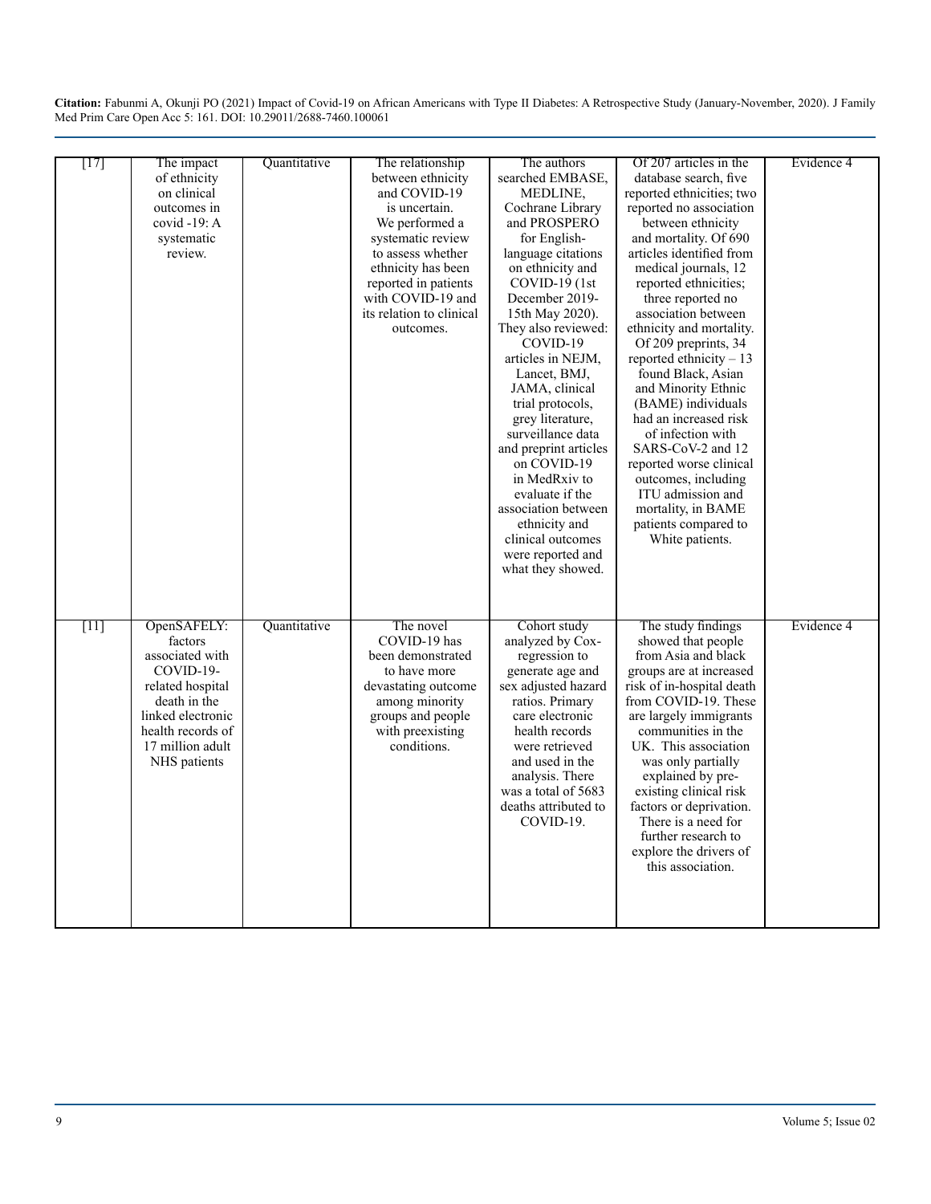| | | | | | | |
|---|---|---|---|---|---|---|
| [17] | The impact of ethnicity on clinical outcomes in covid -19: A systematic review. | Quantitative | The relationship between ethnicity and COVID-19 is uncertain. We performed a systematic review to assess whether ethnicity has been reported in patients with COVID-19 and its relation to clinical outcomes. | The authors searched EMBASE, MEDLINE, Cochrane Library and PROSPERO for English-language citations on ethnicity and COVID-19 (1st December 2019-15th May 2020). They also reviewed: COVID-19 articles in NEJM, Lancet, BMJ, JAMA, clinical trial protocols, grey literature, surveillance data and preprint articles on COVID-19 in MedRxiv to evaluate if the association between ethnicity and clinical outcomes were reported and what they showed. | Of 207 articles in the database search, five reported ethnicities; two reported no association between ethnicity and mortality. Of 690 articles identified from medical journals, 12 reported ethnicities; three reported no association between ethnicity and mortality. Of 209 preprints, 34 reported ethnicity – 13 found Black, Asian and Minority Ethnic (BAME) individuals had an increased risk of infection with SARS-CoV-2 and 12 reported worse clinical outcomes, including ITU admission and mortality, in BAME patients compared to White patients. | Evidence 4 |
| [11] | OpenSAFELY: factors associated with COVID-19-related hospital death in the linked electronic health records of 17 million adult NHS patients | Quantitative | The novel COVID-19 has been demonstrated to have more devastating outcome among minority groups and people with preexisting conditions. | Cohort study analyzed by Cox-regression to generate age and sex adjusted hazard ratios. Primary care electronic health records were retrieved and used in the analysis. There was a total of 5683 deaths attributed to COVID-19. | The study findings showed that people from Asia and black groups are at increased risk of in-hospital death from COVID-19. These are largely immigrants communities in the UK. This association was only partially explained by pre-existing clinical risk factors or deprivation. There is a need for further research to explore the drivers of this association. | Evidence 4 |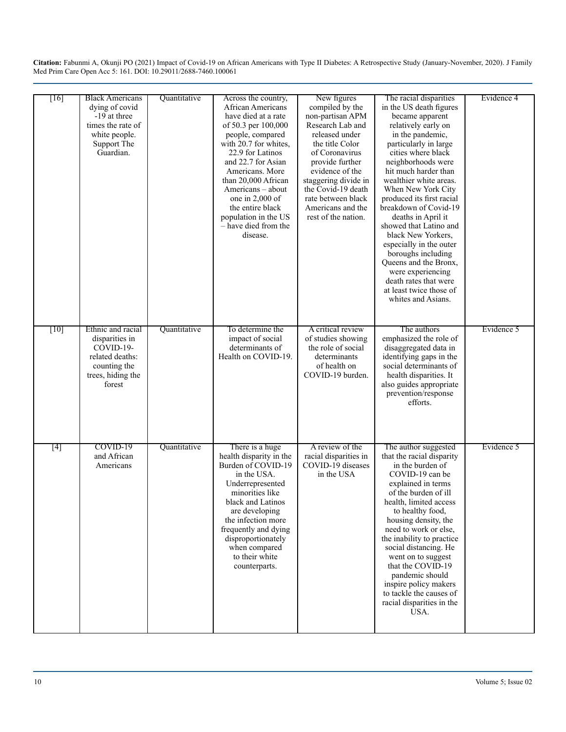| | | | | | | |
|---|---|---|---|---|---|---|
| [16] | Black Americans dying of covid -19 at three times the rate of white people. Support The Guardian. | Quantitative | Across the country, African Americans have died at a rate of 50.3 per 100,000 people, compared with 20.7 for whites, 22.9 for Latinos and 22.7 for Asian Americans. More than 20,000 African Americans – about one in 2,000 of the entire black population in the US – have died from the disease. | New figures compiled by the non-partisan APM Research Lab and released under the title Color of Coronavirus provide further evidence of the staggering divide in the Covid-19 death rate between black Americans and the rest of the nation. | The racial disparities in the US death figures became apparent relatively early on in the pandemic, particularly in large cities where black neighborhoods were hit much harder than wealthier white areas. When New York City produced its first racial breakdown of Covid-19 deaths in April it showed that Latino and black New Yorkers, especially in the outer boroughs including Queens and the Bronx, were experiencing death rates that were at least twice those of whites and Asians. | Evidence 4 |
| [10] | Ethnic and racial disparities in COVID-19-related deaths: counting the trees, hiding the forest | Quantitative | To determine the impact of social determinants of Health on COVID-19. | A critical review of studies showing the role of social determinants of health on COVID-19 burden. | The authors emphasized the role of disaggregated data in identifying gaps in the social determinants of health disparities. It also guides appropriate prevention/response efforts. | Evidence 5 |
| [4] | COVID-19 and African Americans | Quantitative | There is a huge health disparity in the Burden of COVID-19 in the USA. Underrepresented minorities like black and Latinos are developing the infection more frequently and dying disproportionately when compared to their white counterparts. | A review of the racial disparities in COVID-19 diseases in the USA | The author suggested that the racial disparity in the burden of COVID-19 can be explained in terms of the burden of ill health, limited access to healthy food, housing density, the need to work or else, the inability to practice social distancing. He went on to suggest that the COVID-19 pandemic should inspire policy makers to tackle the causes of racial disparities in the USA. | Evidence 5 |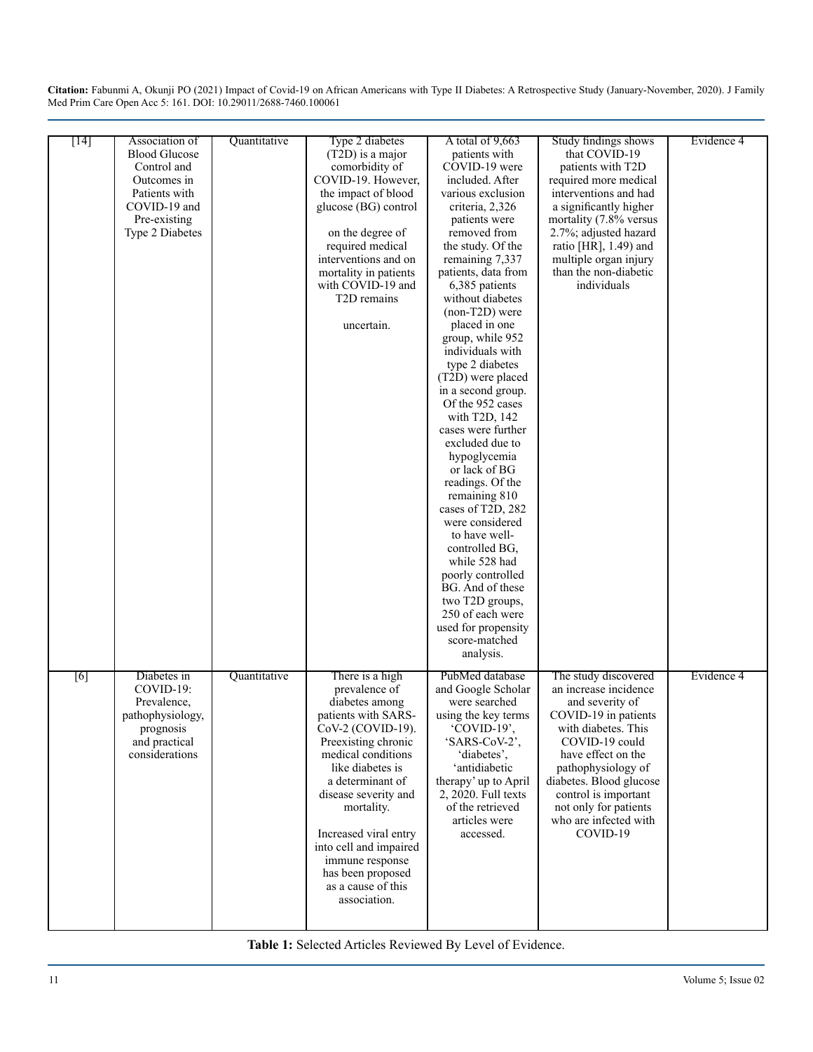| | | | | | | |
|---|---|---|---|---|---|---|
| [14] | Association of Blood Glucose Control and Outcomes in Patients with COVID-19 and Pre-existing Type 2 Diabetes | Quantitative | Type 2 diabetes (T2D) is a major comorbidity of COVID-19. However, the impact of blood glucose (BG) control on the degree of required medical interventions and on mortality in patients with COVID-19 and T2D remains uncertain. | A total of 9,663 patients with COVID-19 were included. After various exclusion criteria, 2,326 patients were removed from the study. Of the remaining 7,337 patients, data from 6,385 patients without diabetes (non-T2D) were placed in one group, while 952 individuals with type 2 diabetes (T2D) were placed in a second group. Of the 952 cases with T2D, 142 cases were further excluded due to hypoglycemia or lack of BG readings. Of the remaining 810 cases of T2D, 282 were considered to have well-controlled BG, while 528 had poorly controlled BG. And of these two T2D groups, 250 of each were used for propensity score-matched analysis. | Study findings shows that COVID-19 patients with T2D required more medical interventions and had a significantly higher mortality (7.8% versus 2.7%; adjusted hazard ratio [HR], 1.49) and multiple organ injury than the non-diabetic individuals | Evidence 4 |
| [6] | Diabetes in COVID-19: Prevalence, pathophysiology, prognosis and practical considerations | Quantitative | There is a high prevalence of diabetes among patients with SARS-CoV-2 (COVID-19). Preexisting chronic medical conditions like diabetes is a determinant of disease severity and mortality. Increased viral entry into cell and impaired immune response has been proposed as a cause of this association. | PubMed database and Google Scholar were searched using the key terms 'COVID-19', 'SARS-CoV-2', 'diabetes', 'antidiabetic therapy' up to April 2, 2020. Full texts of the retrieved articles were accessed. | The study discovered an increase incidence and severity of COVID-19 in patients with diabetes. This COVID-19 could have effect on the pathophysiology of diabetes. Blood glucose control is important not only for patients who are infected with COVID-19 | Evidence 4 |

**Table 1:** Selected Articles Reviewed By Level of Evidence.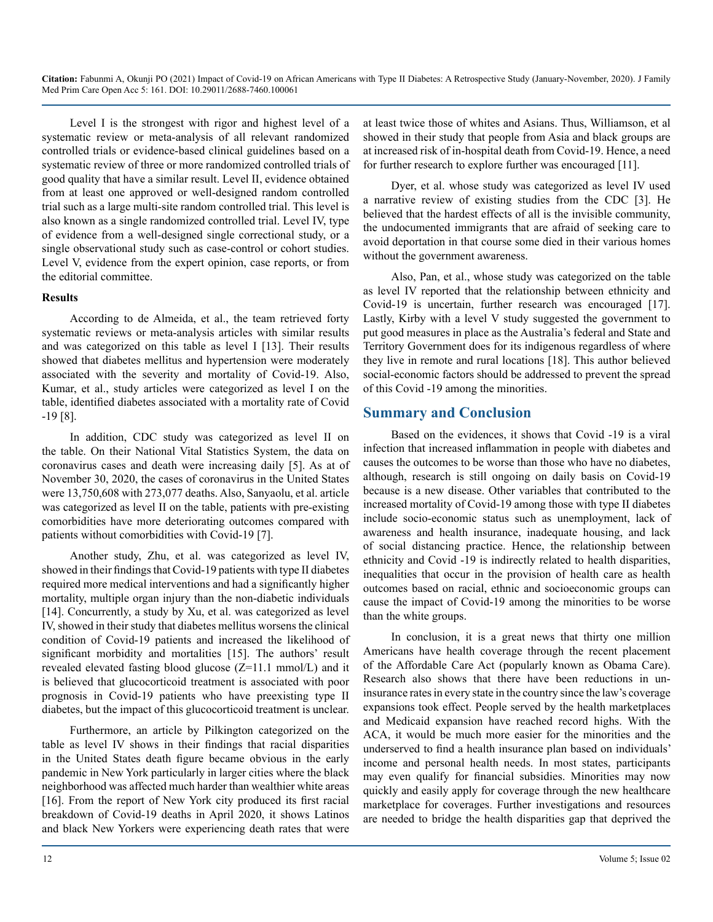Level I is the strongest with rigor and highest level of a systematic review or meta-analysis of all relevant randomized controlled trials or evidence-based clinical guidelines based on a systematic review of three or more randomized controlled trials of good quality that have a similar result. Level II, evidence obtained from at least one approved or well-designed random controlled trial such as a large multi-site random controlled trial. This level is also known as a single randomized controlled trial. Level IV, type of evidence from a well-designed single correctional study, or a single observational study such as case-control or cohort studies. Level V, evidence from the expert opinion, case reports, or from the editorial committee.

### Results

According to de Almeida, et al., the team retrieved forty systematic reviews or meta-analysis articles with similar results and was categorized on this table as level I [13]. Their results showed that diabetes mellitus and hypertension were moderately associated with the severity and mortality of Covid-19. Also, Kumar, et al., study articles were categorized as level I on the table, identified diabetes associated with a mortality rate of Covid -19 [8].

In addition, CDC study was categorized as level II on the table. On their National Vital Statistics System, the data on coronavirus cases and death were increasing daily [5]. As at of November 30, 2020, the cases of coronavirus in the United States were 13,750,608 with 273,077 deaths. Also, Sanyaolu, et al. article was categorized as level II on the table, patients with pre-existing comorbidities have more deteriorating outcomes compared with patients without comorbidities with Covid-19 [7].

Another study, Zhu, et al. was categorized as level IV, showed in their findings that Covid-19 patients with type II diabetes required more medical interventions and had a significantly higher mortality, multiple organ injury than the non-diabetic individuals [14]. Concurrently, a study by Xu, et al. was categorized as level IV, showed in their study that diabetes mellitus worsens the clinical condition of Covid-19 patients and increased the likelihood of significant morbidity and mortalities [15]. The authors' result revealed elevated fasting blood glucose (Z=11.1 mmol/L) and it is believed that glucocorticoid treatment is associated with poor prognosis in Covid-19 patients who have preexisting type II diabetes, but the impact of this glucocorticoid treatment is unclear.

Furthermore, an article by Pilkington categorized on the table as level IV shows in their findings that racial disparities in the United States death figure became obvious in the early pandemic in New York particularly in larger cities where the black neighborhood was affected much harder than wealthier white areas [16]. From the report of New York city produced its first racial breakdown of Covid-19 deaths in April 2020, it shows Latinos and black New Yorkers were experiencing death rates that were at least twice those of whites and Asians. Thus, Williamson, et al showed in their study that people from Asia and black groups are at increased risk of in-hospital death from Covid-19. Hence, a need for further research to explore further was encouraged [11].

Dyer, et al. whose study was categorized as level IV used a narrative review of existing studies from the CDC [3]. He believed that the hardest effects of all is the invisible community, the undocumented immigrants that are afraid of seeking care to avoid deportation in that course some died in their various homes without the government awareness.

Also, Pan, et al., whose study was categorized on the table as level IV reported that the relationship between ethnicity and Covid-19 is uncertain, further research was encouraged [17]. Lastly, Kirby with a level V study suggested the government to put good measures in place as the Australia's federal and State and Territory Government does for its indigenous regardless of where they live in remote and rural locations [18]. This author believed social-economic factors should be addressed to prevent the spread of this Covid -19 among the minorities.

## Summary and Conclusion

Based on the evidences, it shows that Covid -19 is a viral infection that increased inflammation in people with diabetes and causes the outcomes to be worse than those who have no diabetes, although, research is still ongoing on daily basis on Covid-19 because is a new disease. Other variables that contributed to the increased mortality of Covid-19 among those with type II diabetes include socio-economic status such as unemployment, lack of awareness and health insurance, inadequate housing, and lack of social distancing practice. Hence, the relationship between ethnicity and Covid -19 is indirectly related to health disparities, inequalities that occur in the provision of health care as health outcomes based on racial, ethnic and socioeconomic groups can cause the impact of Covid-19 among the minorities to be worse than the white groups.

In conclusion, it is a great news that thirty one million Americans have health coverage through the recent placement of the Affordable Care Act (popularly known as Obama Care). Research also shows that there have been reductions in un-insurance rates in every state in the country since the law's coverage expansions took effect. People served by the health marketplaces and Medicaid expansion have reached record highs. With the ACA, it would be much more easier for the minorities and the underserved to find a health insurance plan based on individuals' income and personal health needs. In most states, participants may even qualify for financial subsidies. Minorities may now quickly and easily apply for coverage through the new healthcare marketplace for coverages. Further investigations and resources are needed to bridge the health disparities gap that deprived the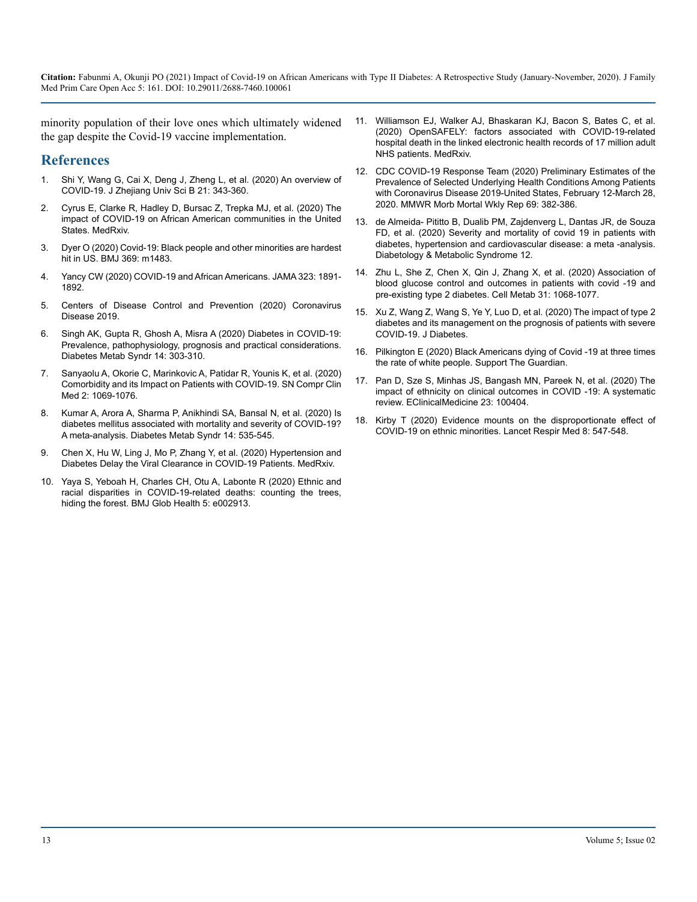minority population of their love ones which ultimately widened the gap despite the Covid-19 vaccine implementation.

## References

1. Shi Y, Wang G, Cai X, Deng J, Zheng L, et al. (2020) An overview of COVID-19. J Zhejiang Univ Sci B 21: 343-360.
2. Cyrus E, Clarke R, Hadley D, Bursac Z, Trepka MJ, et al. (2020) The impact of COVID-19 on African American communities in the United States. MedRxiv.
3. Dyer O (2020) Covid-19: Black people and other minorities are hardest hit in US. BMJ 369: m1483.
4. Yancy CW (2020) COVID-19 and African Americans. JAMA 323: 1891-1892.
5. Centers of Disease Control and Prevention (2020) Coronavirus Disease 2019.
6. Singh AK, Gupta R, Ghosh A, Misra A (2020) Diabetes in COVID-19: Prevalence, pathophysiology, prognosis and practical considerations. Diabetes Metab Syndr 14: 303-310.
7. Sanyaolu A, Okorie C, Marinkovic A, Patidar R, Younis K, et al. (2020) Comorbidity and its Impact on Patients with COVID-19. SN Compr Clin Med 2: 1069-1076.
8. Kumar A, Arora A, Sharma P, Anikhindi SA, Bansal N, et al. (2020) Is diabetes mellitus associated with mortality and severity of COVID-19? A meta-analysis. Diabetes Metab Syndr 14: 535-545.
9. Chen X, Hu W, Ling J, Mo P, Zhang Y, et al. (2020) Hypertension and Diabetes Delay the Viral Clearance in COVID-19 Patients. MedRxiv.
10. Yaya S, Yeboah H, Charles CH, Otu A, Labonte R (2020) Ethnic and racial disparities in COVID-19-related deaths: counting the trees, hiding the forest. BMJ Glob Health 5: e002913.
11. Williamson EJ, Walker AJ, Bhaskaran KJ, Bacon S, Bates C, et al. (2020) OpenSAFELY: factors associated with COVID-19-related hospital death in the linked electronic health records of 17 million adult NHS patients. MedRxiv.
12. CDC COVID-19 Response Team (2020) Preliminary Estimates of the Prevalence of Selected Underlying Health Conditions Among Patients with Coronavirus Disease 2019-United States, February 12-March 28, 2020. MMWR Morb Mortal Wkly Rep 69: 382-386.
13. de Almeida- Pititto B, Dualib PM, Zajdenverg L, Dantas JR, de Souza FD, et al. (2020) Severity and mortality of covid 19 in patients with diabetes, hypertension and cardiovascular disease: a meta -analysis. Diabetology & Metabolic Syndrome 12.
14. Zhu L, She Z, Chen X, Qin J, Zhang X, et al. (2020) Association of blood glucose control and outcomes in patients with covid -19 and pre-existing type 2 diabetes. Cell Metab 31: 1068-1077.
15. Xu Z, Wang Z, Wang S, Ye Y, Luo D, et al. (2020) The impact of type 2 diabetes and its management on the prognosis of patients with severe COVID-19. J Diabetes.
16. Pilkington E (2020) Black Americans dying of Covid -19 at three times the rate of white people. Support The Guardian.
17. Pan D, Sze S, Minhas JS, Bangash MN, Pareek N, et al. (2020) The impact of ethnicity on clinical outcomes in COVID -19: A systematic review. EClinicalMedicine 23: 100404.
18. Kirby T (2020) Evidence mounts on the disproportionate effect of COVID-19 on ethnic minorities. Lancet Respir Med 8: 547-548.